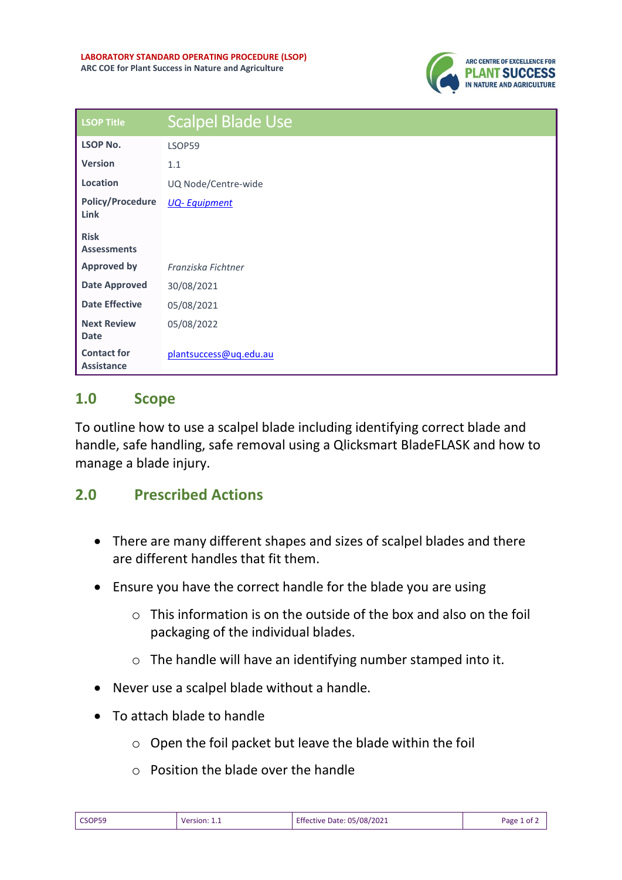LABORATORY STANDARD OPERATING PROCEDURE (LSOP)
ARC COE for Plant Success in Nature and Agriculture

| LSOP Title | Scalpel Blade Use |
|---|---|
| LSOP No. | LSOP59 |
| Version | 1.1 |
| Location | UQ Node/Centre-wide |
| Policy/Procedure Link | *UQ- Equipment* |
| Risk Assessments | |
| Approved by | *Franziska Fichtner* |
| Date Approved | 30/08/2021 |
| Date Effective | 05/08/2021 |
| Next Review Date | 05/08/2022 |
| Contact for Assistance | plantsuccess@uq.edu.au |

## 1.0 Scope

To outline how to use a scalpel blade including identifying correct blade and handle, safe handling, safe removal using a Qlicksmart BladeFLASK and how to manage a blade injury.

## 2.0 Prescribed Actions

- There are many different shapes and sizes of scalpel blades and there are different handles that fit them.
- Ensure you have the correct handle for the blade you are using
    - This information is on the outside of the box and also on the foil packaging of the individual blades.
    - The handle will have an identifying number stamped into it.
- Never use a scalpel blade without a handle.
- To attach blade to handle
    - Open the foil packet but leave the blade within the foil
    - Position the blade over the handle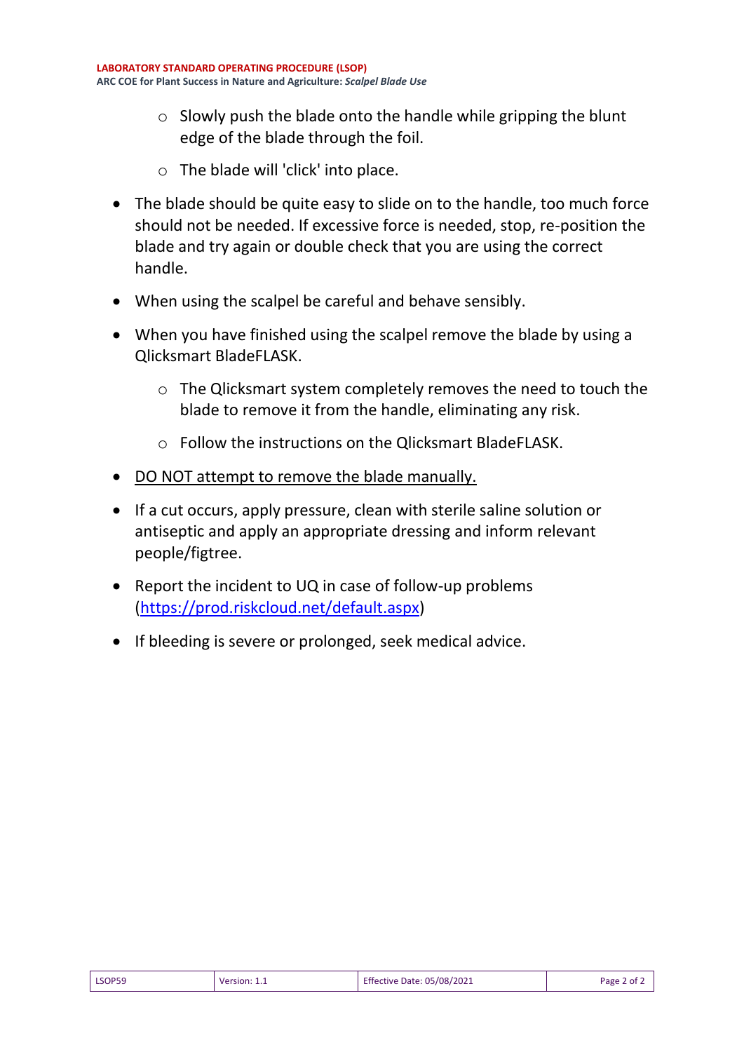- Slowly push the blade onto the handle while gripping the blunt edge of the blade through the foil.
    - The blade will 'click' into place.

- The blade should be quite easy to slide on to the handle, too much force should not be needed. If excessive force is needed, stop, re-position the blade and try again or double check that you are using the correct handle.
- When using the scalpel be careful and behave sensibly.
- When you have finished using the scalpel remove the blade by using a Qlicksmart BladeFLASK.
    - The Qlicksmart system completely removes the need to touch the blade to remove it from the handle, eliminating any risk.
    - Follow the instructions on the Qlicksmart BladeFLASK.
- <u>DO NOT attempt to remove the blade manually.</u>
- If a cut occurs, apply pressure, clean with sterile saline solution or antiseptic and apply an appropriate dressing and inform relevant people/figtree.
- Report the incident to UQ in case of follow-up problems ([https://prod.riskcloud.net/default.aspx](https://prod.riskcloud.net/default.aspx))
- If bleeding is severe or prolonged, seek medical advice.